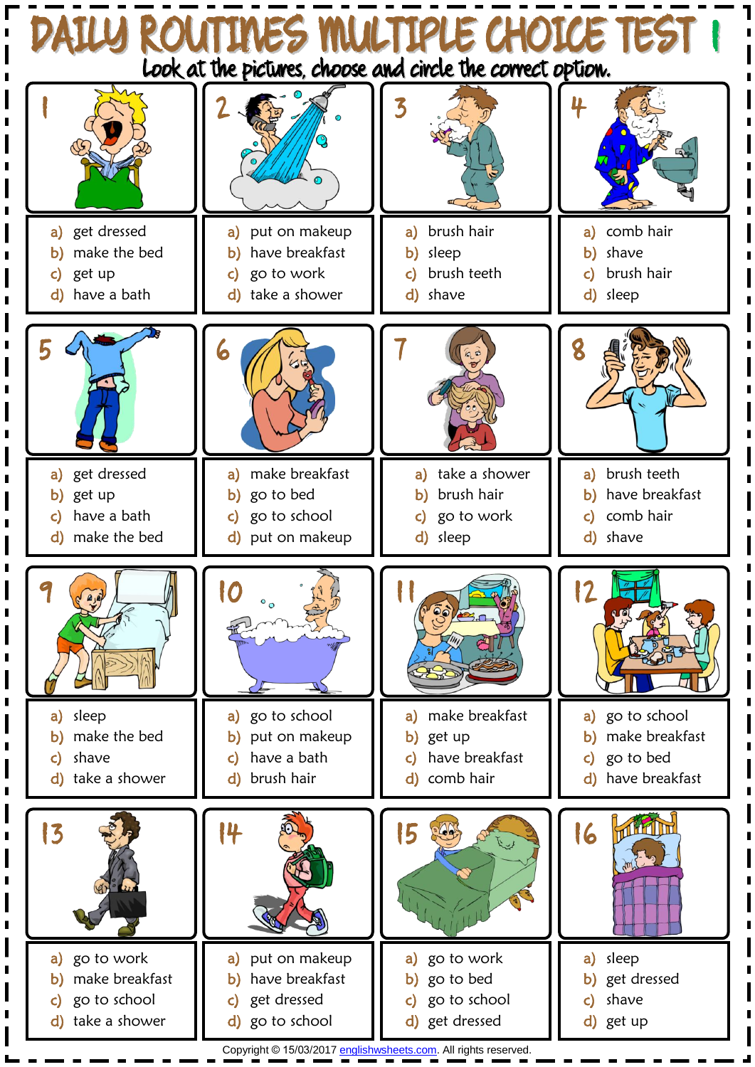# DAILY ROUTINES MULTIPLE CHOICE TEST 1

Look at the pictures, choose and circle the correct option.

**1**
a) get dressed
b) make the bed
c) get up
d) have a bath

**2**
a) put on makeup
b) have breakfast
c) go to work
d) take a shower

**3**
a) brush hair
b) sleep
c) brush teeth
d) shave

**4**
a) comb hair
b) shave
c) brush hair
d) sleep

**5**
a) get dressed
b) get up
c) have a bath
d) make the bed

**6**
a) make breakfast
b) go to bed
c) go to school
d) put on makeup

**7**
a) take a shower
b) brush hair
c) go to work
d) sleep

**8**
a) brush teeth
b) have breakfast
c) comb hair
d) shave

**9**
a) sleep
b) make the bed
c) shave
d) take a shower

**10**
a) go to school
b) put on makeup
c) have a bath
d) brush hair

**11**
a) make breakfast
b) get up
c) have breakfast
d) comb hair

**12**
a) go to school
b) make breakfast
c) go to bed
d) have breakfast

**13**
a) go to work
b) make breakfast
c) go to school
d) take a shower

**14**
a) put on makeup
b) have breakfast
c) get dressed
d) go to school

**15**
a) go to work
b) go to bed
c) go to school
d) get dressed

**16**
a) sleep
b) get dressed
c) shave
d) get up

Copyright © 15/03/2017 englishwsheets.com. All rights reserved.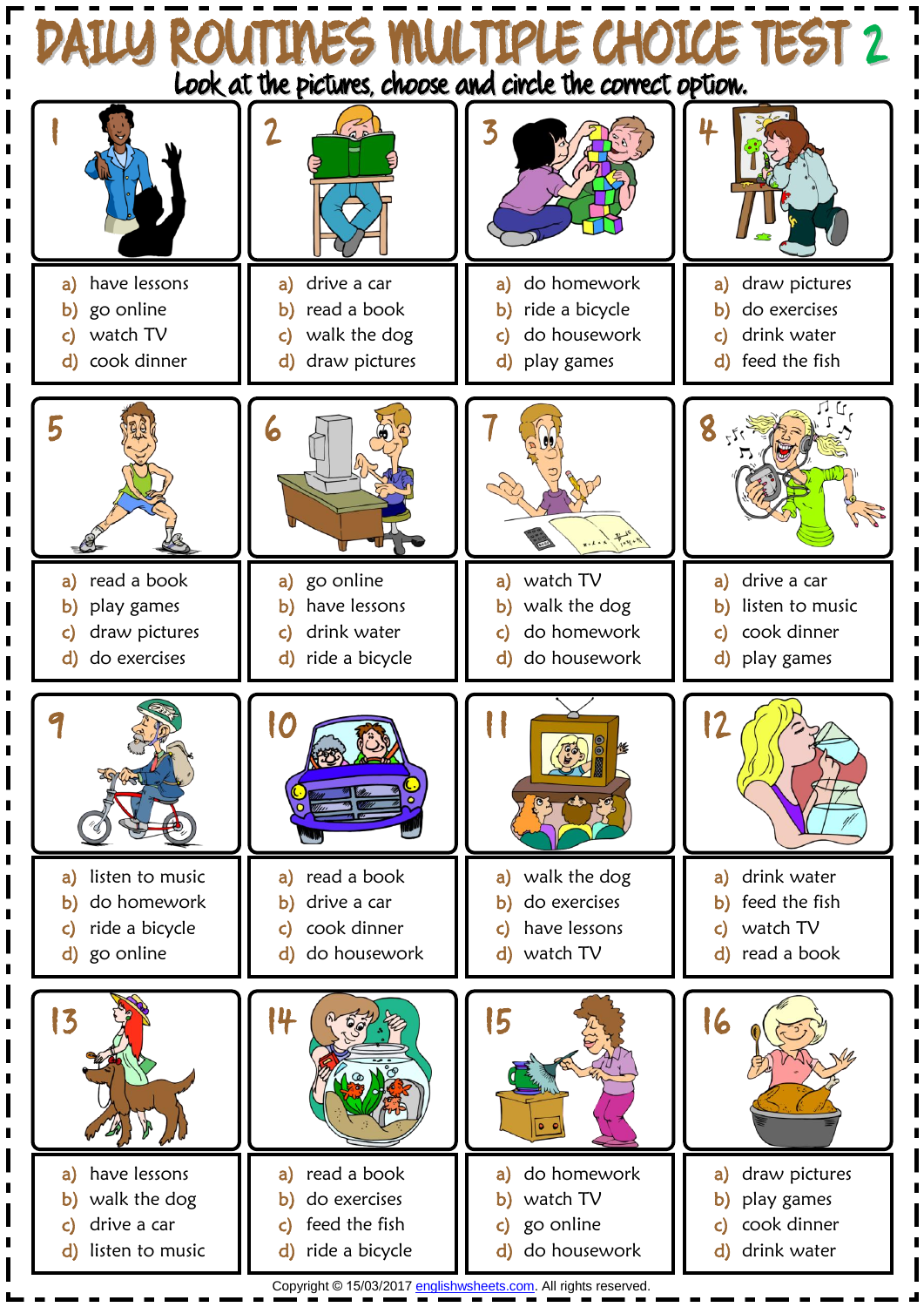# DAILY ROUTINES MULTIPLE CHOICE TEST 2

Look at the pictures, choose and circle the correct option.

**1**
a) have lessons
b) go online
c) watch TV
d) cook dinner

**2**
a) drive a car
b) read a book
c) walk the dog
d) draw pictures

**3**
a) do homework
b) ride a bicycle
c) do housework
d) play games

**4**
a) draw pictures
b) do exercises
c) drink water
d) feed the fish

**5**
a) read a book
b) play games
c) draw pictures
d) do exercises

**6**
a) go online
b) have lessons
c) drink water
d) ride a bicycle

**7**
a) watch TV
b) walk the dog
c) do homework
d) do housework

**8**
a) drive a car
b) listen to music
c) cook dinner
d) play games

**9**
a) listen to music
b) do homework
c) ride a bicycle
d) go online

**10**
a) read a book
b) drive a car
c) cook dinner
d) do housework

**11**
a) walk the dog
b) do exercises
c) have lessons
d) watch TV

**12**
a) drink water
b) feed the fish
c) watch TV
d) read a book

**13**
a) have lessons
b) walk the dog
c) drive a car
d) listen to music

**14**
a) read a book
b) do exercises
c) feed the fish
d) ride a bicycle

**15**
a) do homework
b) watch TV
c) go online
d) do housework

**16**
a) draw pictures
b) play games
c) cook dinner
d) drink water

Copyright © 15/03/2017 englishwsheets.com. All rights reserved.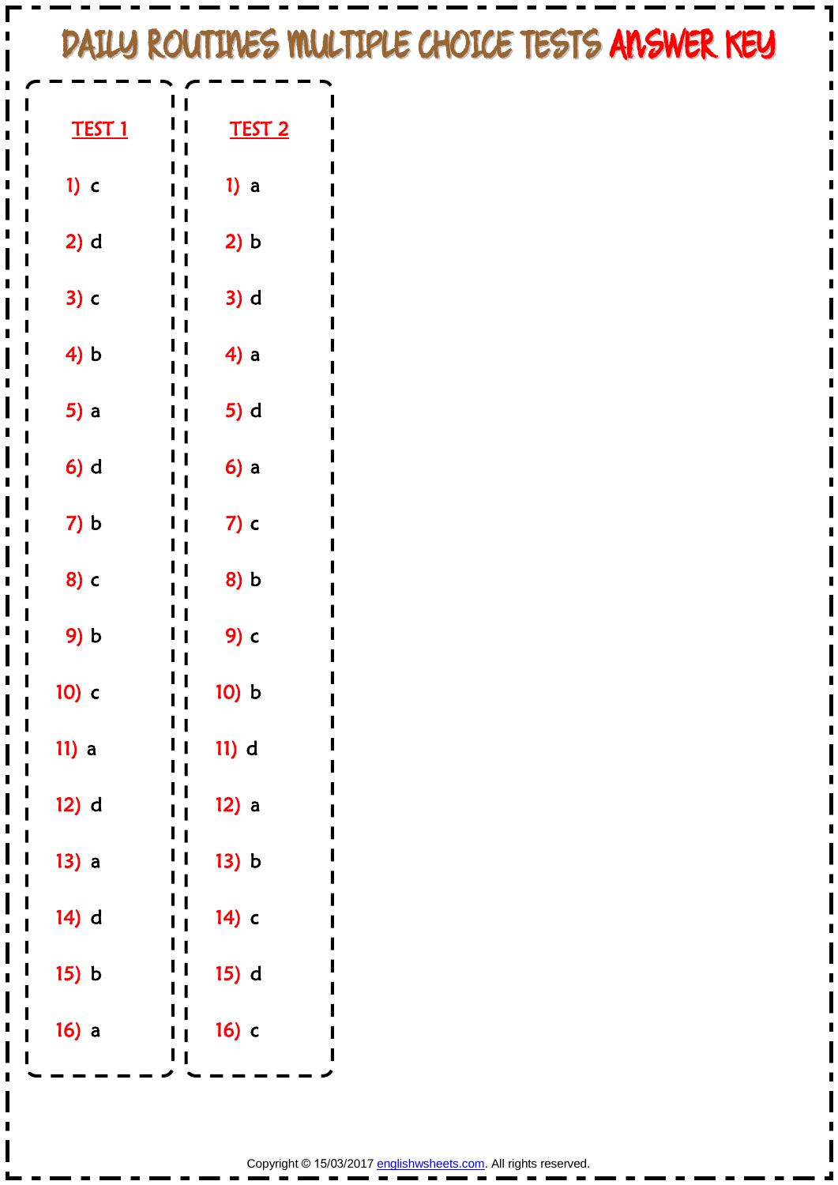# DAILY ROUTINES MULTIPLE CHOICE TESTS ANSWER KEY

## TEST 1

1) c
2) d
3) c
4) b
5) a
6) d
7) b
8) c
9) b
10) c
11) a
12) d
13) a
14) d
15) b
16) a

## TEST 2

1) a
2) b
3) d
4) a
5) d
6) a
7) c
8) b
9) c
10) b
11) d
12) a
13) b
14) c
15) d
16) c

Copyright © 15/03/2017 englishwsheets.com. All rights reserved.